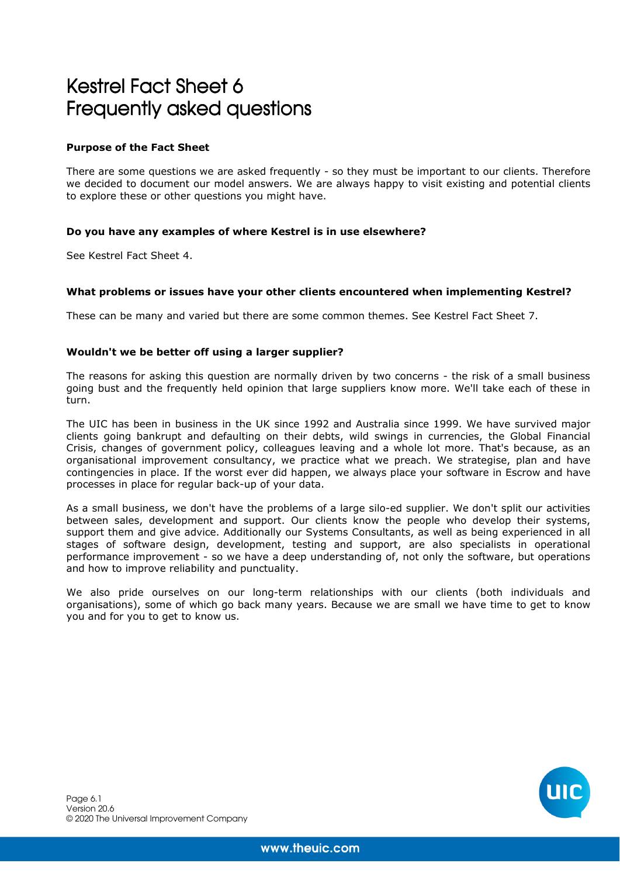# Kestrel Fact Sheet 6
# Frequently asked questions

**Purpose of the Fact Sheet**

There are some questions we are asked frequently - so they must be important to our clients. Therefore we decided to document our model answers. We are always happy to visit existing and potential clients to explore these or other questions you might have.

**Do you have any examples of where Kestrel is in use elsewhere?**

See Kestrel Fact Sheet 4.

**What problems or issues have your other clients encountered when implementing Kestrel?**

These can be many and varied but there are some common themes. See Kestrel Fact Sheet 7.

**Wouldn't we be better off using a larger supplier?**

The reasons for asking this question are normally driven by two concerns - the risk of a small business going bust and the frequently held opinion that large suppliers know more. We'll take each of these in turn.

The UIC has been in business in the UK since 1992 and Australia since 1999. We have survived major clients going bankrupt and defaulting on their debts, wild swings in currencies, the Global Financial Crisis, changes of government policy, colleagues leaving and a whole lot more. That's because, as an organisational improvement consultancy, we practice what we preach. We strategise, plan and have contingencies in place. If the worst ever did happen, we always place your software in Escrow and have processes in place for regular back-up of your data.

As a small business, we don't have the problems of a large silo-ed supplier. We don't split our activities between sales, development and support. Our clients know the people who develop their systems, support them and give advice. Additionally our Systems Consultants, as well as being experienced in all stages of software design, development, testing and support, are also specialists in operational performance improvement - so we have a deep understanding of, not only the software, but operations and how to improve reliability and punctuality.

We also pride ourselves on our long-term relationships with our clients (both individuals and organisations), some of which go back many years. Because we are small we have time to get to know you and for you to get to know us.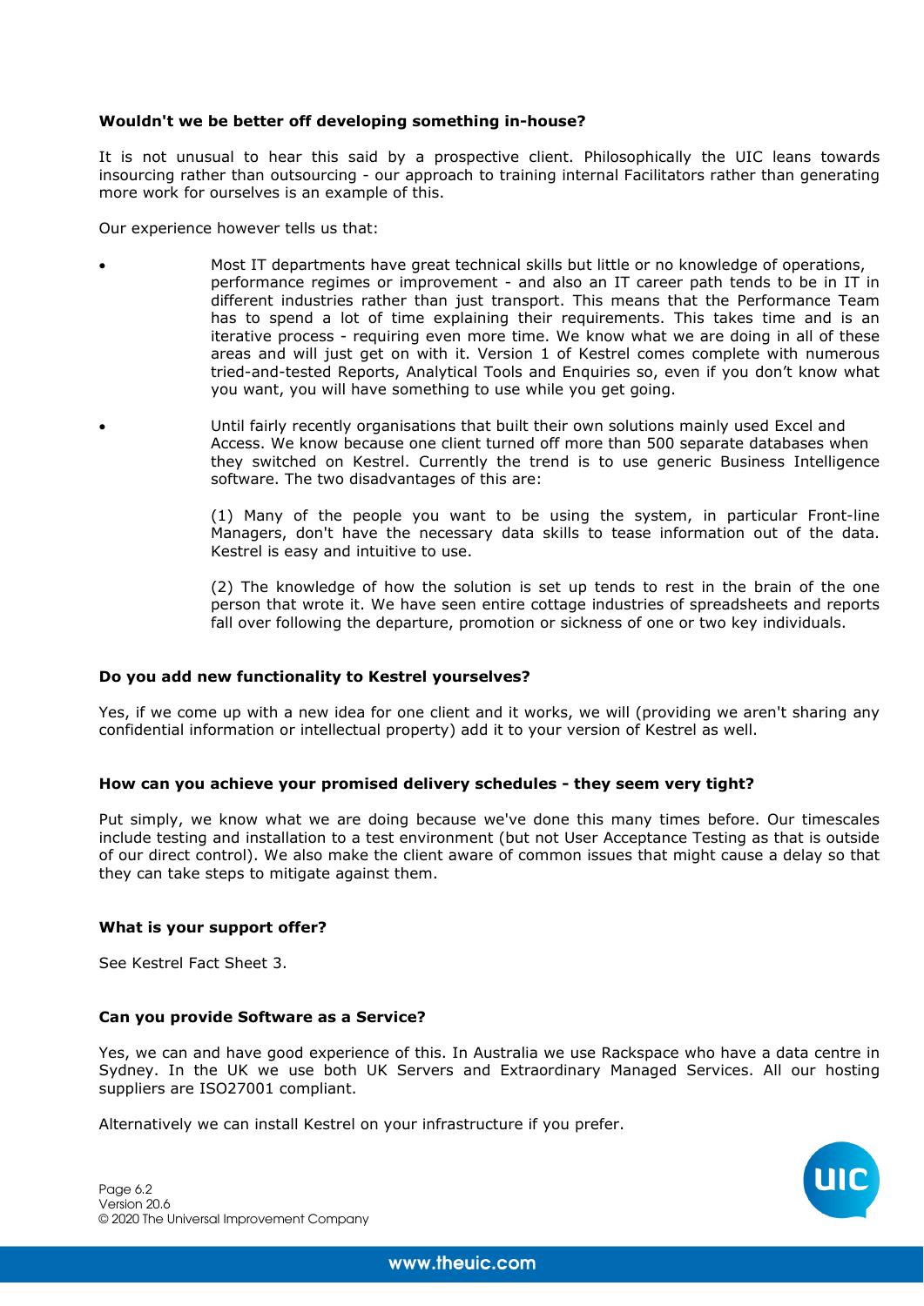**Wouldn't we be better off developing something in-house?**

It is not unusual to hear this said by a prospective client. Philosophically the UIC leans towards insourcing rather than outsourcing - our approach to training internal Facilitators rather than generating more work for ourselves is an example of this.

Our experience however tells us that:

- Most IT departments have great technical skills but little or no knowledge of operations, performance regimes or improvement - and also an IT career path tends to be in IT in different industries rather than just transport. This means that the Performance Team has to spend a lot of time explaining their requirements. This takes time and is an iterative process - requiring even more time. We know what we are doing in all of these areas and will just get on with it. Version 1 of Kestrel comes complete with numerous tried-and-tested Reports, Analytical Tools and Enquiries so, even if you don't know what you want, you will have something to use while you get going.

- Until fairly recently organisations that built their own solutions mainly used Excel and Access. We know because one client turned off more than 500 separate databases when they switched on Kestrel. Currently the trend is to use generic Business Intelligence software. The two disadvantages of this are:

  (1) Many of the people you want to be using the system, in particular Front-line Managers, don't have the necessary data skills to tease information out of the data. Kestrel is easy and intuitive to use.

  (2) The knowledge of how the solution is set up tends to rest in the brain of the one person that wrote it. We have seen entire cottage industries of spreadsheets and reports fall over following the departure, promotion or sickness of one or two key individuals.

**Do you add new functionality to Kestrel yourselves?**

Yes, if we come up with a new idea for one client and it works, we will (providing we aren't sharing any confidential information or intellectual property) add it to your version of Kestrel as well.

**How can you achieve your promised delivery schedules - they seem very tight?**

Put simply, we know what we are doing because we've done this many times before. Our timescales include testing and installation to a test environment (but not User Acceptance Testing as that is outside of our direct control). We also make the client aware of common issues that might cause a delay so that they can take steps to mitigate against them.

**What is your support offer?**

See Kestrel Fact Sheet 3.

**Can you provide Software as a Service?**

Yes, we can and have good experience of this. In Australia we use Rackspace who have a data centre in Sydney. In the UK we use both UK Servers and Extraordinary Managed Services. All our hosting suppliers are ISO27001 compliant.

Alternatively we can install Kestrel on your infrastructure if you prefer.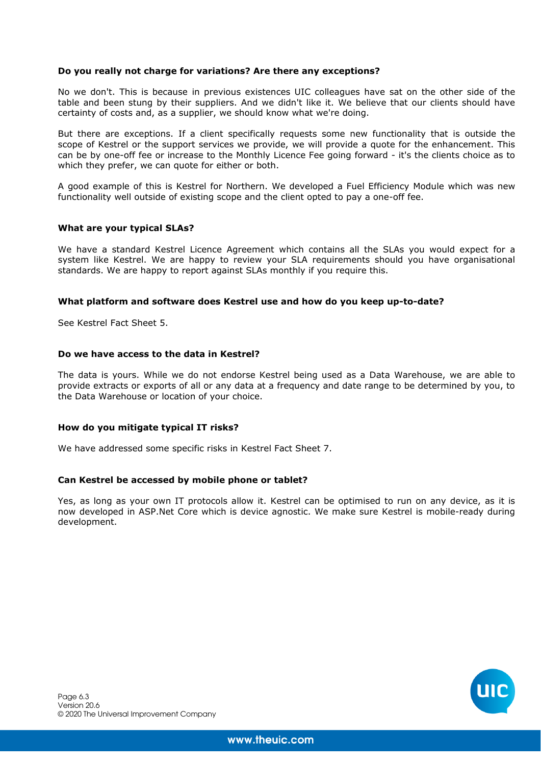**Do you really not charge for variations? Are there any exceptions?**

No we don't. This is because in previous existences UIC colleagues have sat on the other side of the table and been stung by their suppliers. And we didn't like it. We believe that our clients should have certainty of costs and, as a supplier, we should know what we're doing.

But there are exceptions. If a client specifically requests some new functionality that is outside the scope of Kestrel or the support services we provide, we will provide a quote for the enhancement. This can be by one-off fee or increase to the Monthly Licence Fee going forward - it's the clients choice as to which they prefer, we can quote for either or both.

A good example of this is Kestrel for Northern. We developed a Fuel Efficiency Module which was new functionality well outside of existing scope and the client opted to pay a one-off fee.

**What are your typical SLAs?**

We have a standard Kestrel Licence Agreement which contains all the SLAs you would expect for a system like Kestrel. We are happy to review your SLA requirements should you have organisational standards. We are happy to report against SLAs monthly if you require this.

**What platform and software does Kestrel use and how do you keep up-to-date?**

See Kestrel Fact Sheet 5.

**Do we have access to the data in Kestrel?**

The data is yours. While we do not endorse Kestrel being used as a Data Warehouse, we are able to provide extracts or exports of all or any data at a frequency and date range to be determined by you, to the Data Warehouse or location of your choice.

**How do you mitigate typical IT risks?**

We have addressed some specific risks in Kestrel Fact Sheet 7.

**Can Kestrel be accessed by mobile phone or tablet?**

Yes, as long as your own IT protocols allow it. Kestrel can be optimised to run on any device, as it is now developed in ASP.Net Core which is device agnostic. We make sure Kestrel is mobile-ready during development.